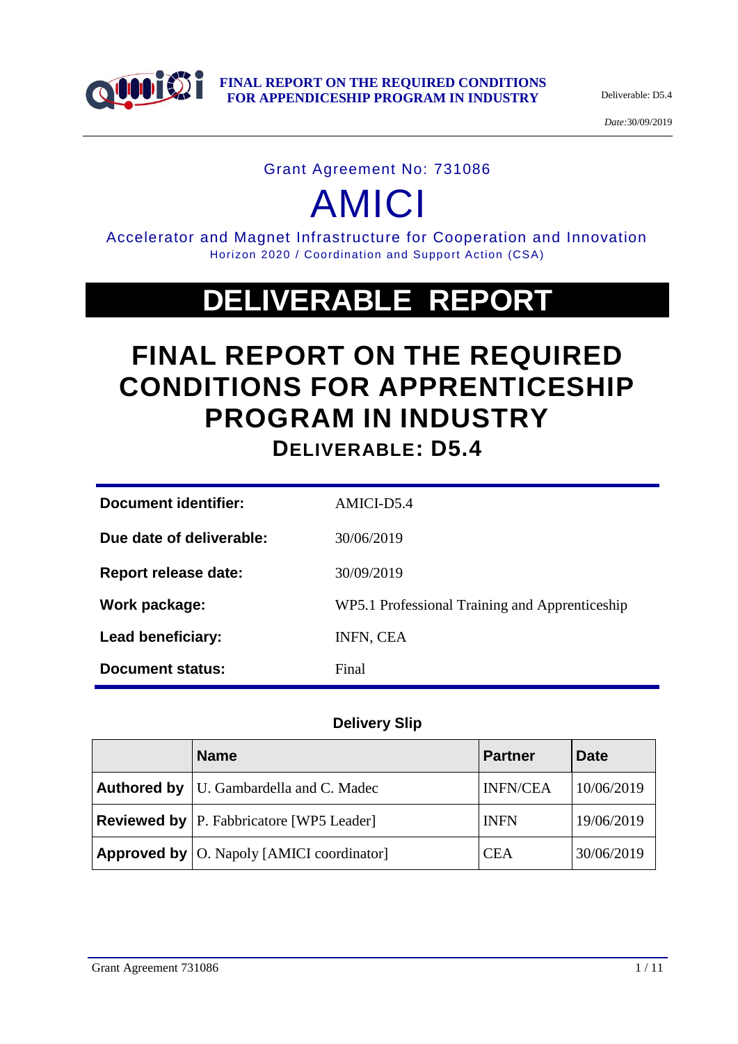Grant Agreement No: 731086

# AMICI

Accelerator and Magnet Infrastructure for Cooperation and Innovation

Horizon 2020 / Coordination and Support Action (CSA)

# DELIVERABLE REPORT

# FINAL REPORT ON THE REQUIRED CONDITIONS FOR APPRENTICESHIP PROGRAM IN INDUSTRY

## DELIVERABLE: D5.4

| | |
|---|---|
| **Document identifier:** | AMICI-D5.4 |
| **Due date of deliverable:** | 30/06/2019 |
| **Report release date:** | 30/09/2019 |
| **Work package:** | WP5.1 Professional Training and Apprenticeship |
| **Lead beneficiary:** | INFN, CEA |
| **Document status:** | Final |

**Delivery Slip**

| | Name | Partner | Date |
|---|---|---|---|
| **Authored by** | U. Gambardella and C. Madec | INFN/CEA | 10/06/2019 |
| **Reviewed by** | P. Fabbricatore [WP5 Leader] | INFN | 19/06/2019 |
| **Approved by** | O. Napoly [AMICI coordinator] | CEA | 30/06/2019 |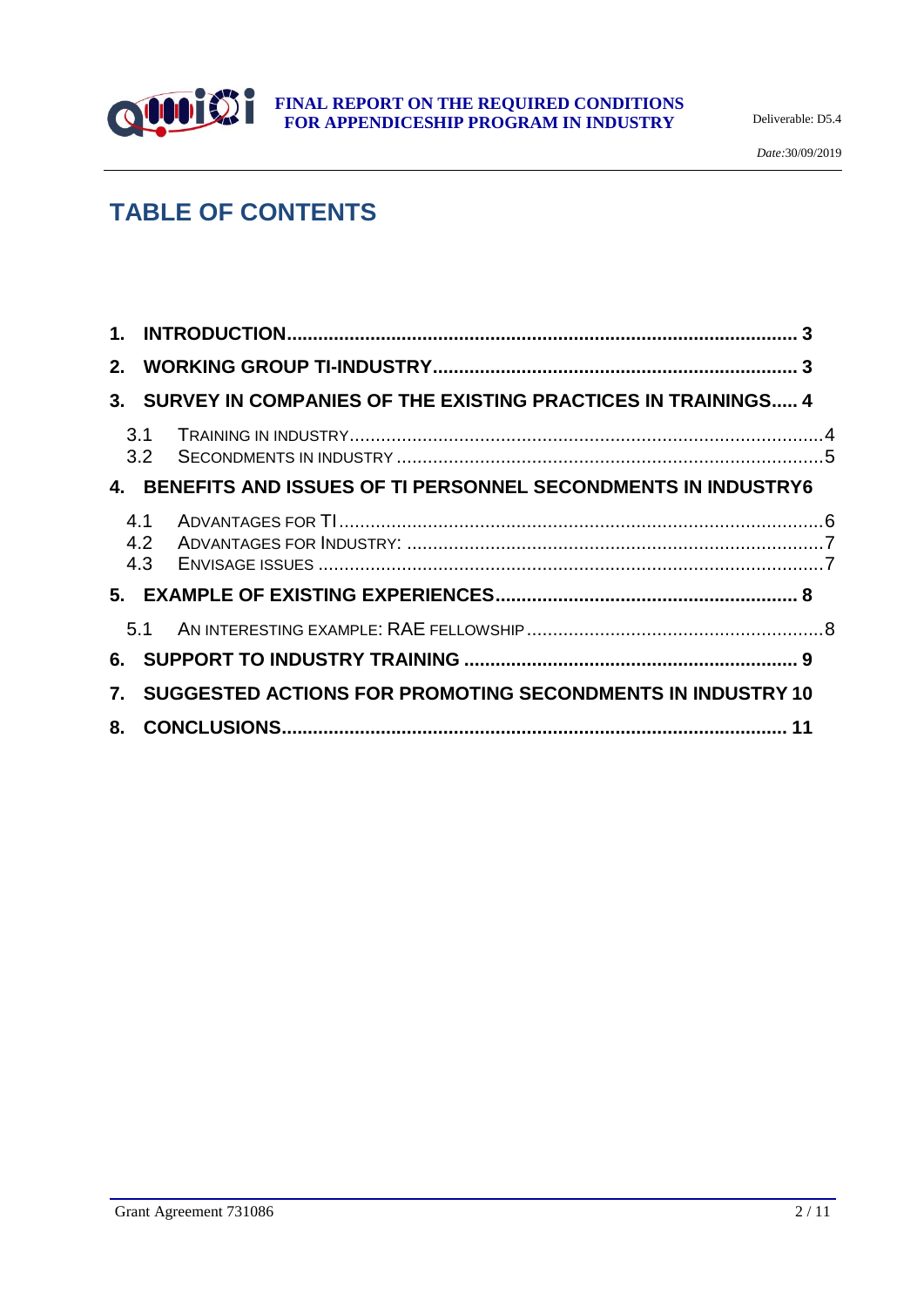# TABLE OF CONTENTS

1. **INTRODUCTION** ..... 3
2. **WORKING GROUP TI-INDUSTRY** ..... 3
3. **SURVEY IN COMPANIES OF THE EXISTING PRACTICES IN TRAININGS** ..... 4
   - 3.1 TRAINING IN INDUSTRY ..... 4
   - 3.2 SECONDMENTS IN INDUSTRY ..... 5
4. **BENEFITS AND ISSUES OF TI PERSONNEL SECONDMENTS IN INDUSTRY** ..... 6
   - 4.1 ADVANTAGES FOR TI ..... 6
   - 4.2 ADVANTAGES FOR INDUSTRY: ..... 7
   - 4.3 ENVISAGE ISSUES ..... 7
5. **EXAMPLE OF EXISTING EXPERIENCES** ..... 8
   - 5.1 AN INTERESTING EXAMPLE: RAE FELLOWSHIP ..... 8
6. **SUPPORT TO INDUSTRY TRAINING** ..... 9
7. **SUGGESTED ACTIONS FOR PROMOTING SECONDMENTS IN INDUSTRY** ..... 10
8. **CONCLUSIONS** ..... 11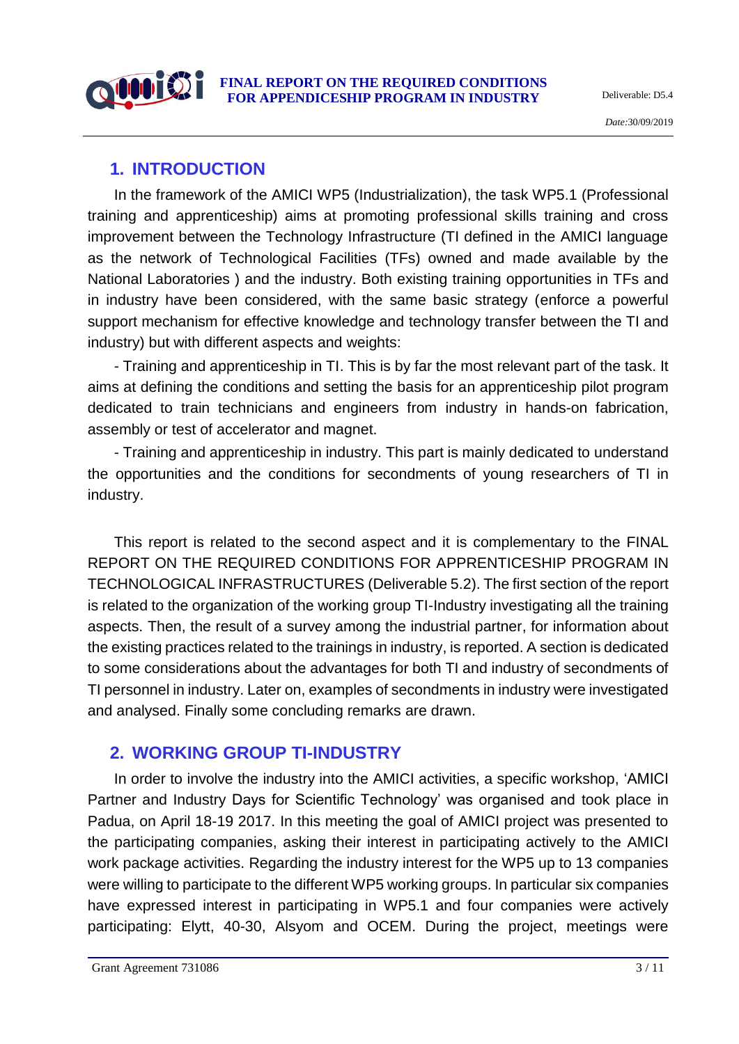## 1. INTRODUCTION

In the framework of the AMICI WP5 (Industrialization), the task WP5.1 (Professional training and apprenticeship) aims at promoting professional skills training and cross improvement between the Technology Infrastructure (TI defined in the AMICI language as the network of Technological Facilities (TFs) owned and made available by the National Laboratories ) and the industry. Both existing training opportunities in TFs and in industry have been considered, with the same basic strategy (enforce a powerful support mechanism for effective knowledge and technology transfer between the TI and industry) but with different aspects and weights:

- Training and apprenticeship in TI. This is by far the most relevant part of the task. It aims at defining the conditions and setting the basis for an apprenticeship pilot program dedicated to train technicians and engineers from industry in hands-on fabrication, assembly or test of accelerator and magnet.

- Training and apprenticeship in industry. This part is mainly dedicated to understand the opportunities and the conditions for secondments of young researchers of TI in industry.

This report is related to the second aspect and it is complementary to the FINAL REPORT ON THE REQUIRED CONDITIONS FOR APPRENTICESHIP PROGRAM IN TECHNOLOGICAL INFRASTRUCTURES (Deliverable 5.2). The first section of the report is related to the organization of the working group TI-Industry investigating all the training aspects. Then, the result of a survey among the industrial partner, for information about the existing practices related to the trainings in industry, is reported. A section is dedicated to some considerations about the advantages for both TI and industry of secondments of TI personnel in industry. Later on, examples of secondments in industry were investigated and analysed. Finally some concluding remarks are drawn.

## 2. WORKING GROUP TI-INDUSTRY

In order to involve the industry into the AMICI activities, a specific workshop, 'AMICI Partner and Industry Days for Scientific Technology' was organised and took place in Padua, on April 18-19 2017. In this meeting the goal of AMICI project was presented to the participating companies, asking their interest in participating actively to the AMICI work package activities. Regarding the industry interest for the WP5 up to 13 companies were willing to participate to the different WP5 working groups. In particular six companies have expressed interest in participating in WP5.1 and four companies were actively participating: Elytt, 40-30, Alsyom and OCEM. During the project, meetings were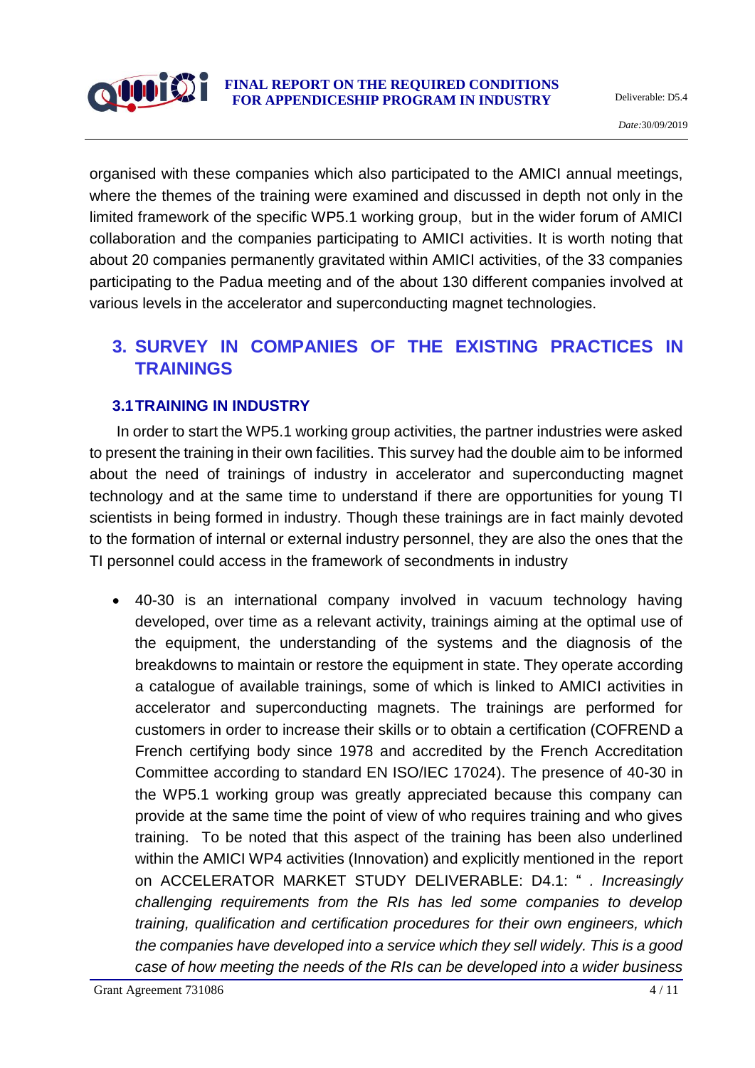organised with these companies which also participated to the AMICI annual meetings, where the themes of the training were examined and discussed in depth not only in the limited framework of the specific WP5.1 working group, but in the wider forum of AMICI collaboration and the companies participating to AMICI activities. It is worth noting that about 20 companies permanently gravitated within AMICI activities, of the 33 companies participating to the Padua meeting and of the about 130 different companies involved at various levels in the accelerator and superconducting magnet technologies.

# 3. SURVEY IN COMPANIES OF THE EXISTING PRACTICES IN TRAININGS

## 3.1 TRAINING IN INDUSTRY

In order to start the WP5.1 working group activities, the partner industries were asked to present the training in their own facilities. This survey had the double aim to be informed about the need of trainings of industry in accelerator and superconducting magnet technology and at the same time to understand if there are opportunities for young TI scientists in being formed in industry. Though these trainings are in fact mainly devoted to the formation of internal or external industry personnel, they are also the ones that the TI personnel could access in the framework of secondments in industry

- 40-30 is an international company involved in vacuum technology having developed, over time as a relevant activity, trainings aiming at the optimal use of the equipment, the understanding of the systems and the diagnosis of the breakdowns to maintain or restore the equipment in state. They operate according a catalogue of available trainings, some of which is linked to AMICI activities in accelerator and superconducting magnets. The trainings are performed for customers in order to increase their skills or to obtain a certification (COFREND a French certifying body since 1978 and accredited by the French Accreditation Committee according to standard EN ISO/IEC 17024). The presence of 40-30 in the WP5.1 working group was greatly appreciated because this company can provide at the same time the point of view of who requires training and who gives training. To be noted that this aspect of the training has been also underlined within the AMICI WP4 activities (Innovation) and explicitly mentioned in the report on ACCELERATOR MARKET STUDY DELIVERABLE: D4.1: " *. Increasingly challenging requirements from the RIs has led some companies to develop training, qualification and certification procedures for their own engineers, which the companies have developed into a service which they sell widely. This is a good case of how meeting the needs of the RIs can be developed into a wider business*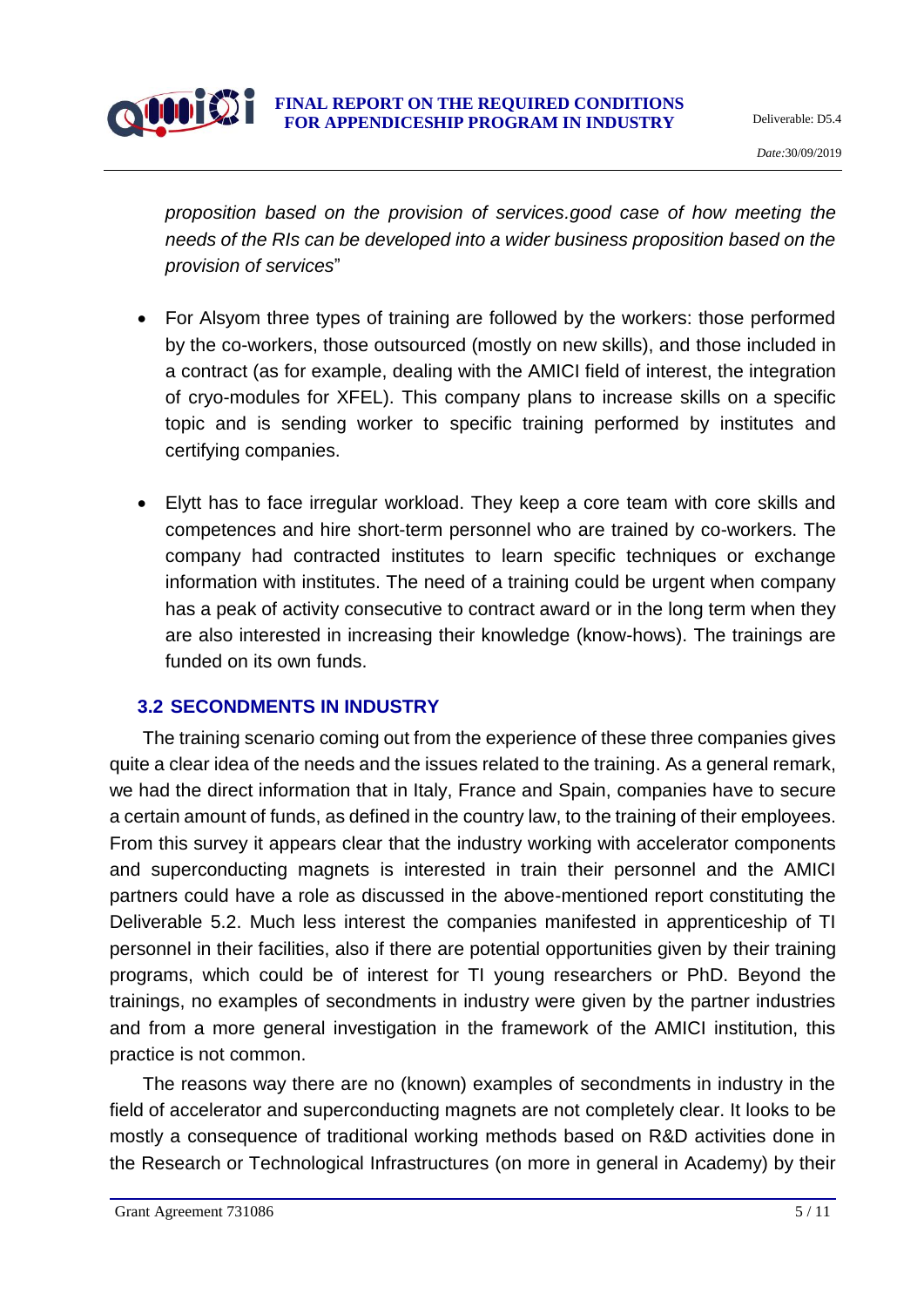*proposition based on the provision of services.good case of how meeting the needs of the RIs can be developed into a wider business proposition based on the provision of services*"

- For Alsyom three types of training are followed by the workers: those performed by the co-workers, those outsourced (mostly on new skills), and those included in a contract (as for example, dealing with the AMICI field of interest, the integration of cryo-modules for XFEL). This company plans to increase skills on a specific topic and is sending worker to specific training performed by institutes and certifying companies.

- Elytt has to face irregular workload. They keep a core team with core skills and competences and hire short-term personnel who are trained by co-workers. The company had contracted institutes to learn specific techniques or exchange information with institutes. The need of a training could be urgent when company has a peak of activity consecutive to contract award or in the long term when they are also interested in increasing their knowledge (know-hows). The trainings are funded on its own funds.

### 3.2 SECONDMENTS IN INDUSTRY

The training scenario coming out from the experience of these three companies gives quite a clear idea of the needs and the issues related to the training. As a general remark, we had the direct information that in Italy, France and Spain, companies have to secure a certain amount of funds, as defined in the country law, to the training of their employees. From this survey it appears clear that the industry working with accelerator components and superconducting magnets is interested in train their personnel and the AMICI partners could have a role as discussed in the above-mentioned report constituting the Deliverable 5.2. Much less interest the companies manifested in apprenticeship of TI personnel in their facilities, also if there are potential opportunities given by their training programs, which could be of interest for TI young researchers or PhD. Beyond the trainings, no examples of secondments in industry were given by the partner industries and from a more general investigation in the framework of the AMICI institution, this practice is not common.

The reasons way there are no (known) examples of secondments in industry in the field of accelerator and superconducting magnets are not completely clear. It looks to be mostly a consequence of traditional working methods based on R&D activities done in the Research or Technological Infrastructures (on more in general in Academy) by their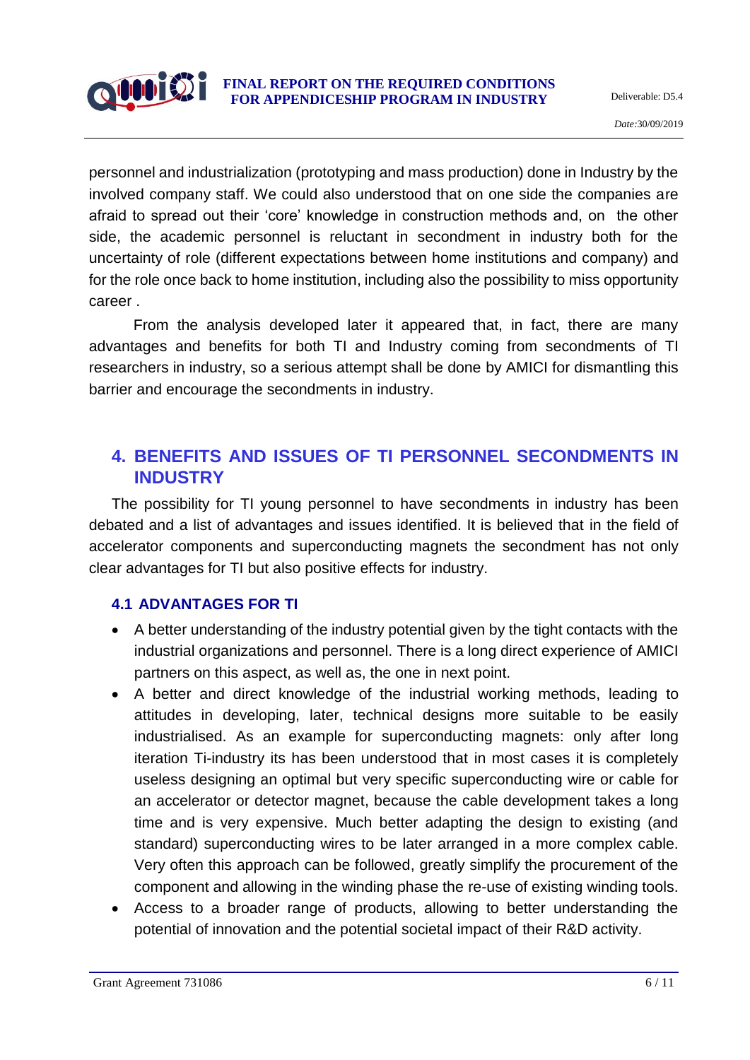personnel and industrialization (prototyping and mass production) done in Industry by the involved company staff. We could also understood that on one side the companies are afraid to spread out their 'core' knowledge in construction methods and, on the other side, the academic personnel is reluctant in secondment in industry both for the uncertainty of role (different expectations between home institutions and company) and for the role once back to home institution, including also the possibility to miss opportunity career .

From the analysis developed later it appeared that, in fact, there are many advantages and benefits for both TI and Industry coming from secondments of TI researchers in industry, so a serious attempt shall be done by AMICI for dismantling this barrier and encourage the secondments in industry.

## 4. BENEFITS AND ISSUES OF TI PERSONNEL SECONDMENTS IN INDUSTRY

The possibility for TI young personnel to have secondments in industry has been debated and a list of advantages and issues identified. It is believed that in the field of accelerator components and superconducting magnets the secondment has not only clear advantages for TI but also positive effects for industry.

### 4.1 ADVANTAGES FOR TI

- A better understanding of the industry potential given by the tight contacts with the industrial organizations and personnel. There is a long direct experience of AMICI partners on this aspect, as well as, the one in next point.
- A better and direct knowledge of the industrial working methods, leading to attitudes in developing, later, technical designs more suitable to be easily industrialised. As an example for superconducting magnets: only after long iteration Ti-industry its has been understood that in most cases it is completely useless designing an optimal but very specific superconducting wire or cable for an accelerator or detector magnet, because the cable development takes a long time and is very expensive. Much better adapting the design to existing (and standard) superconducting wires to be later arranged in a more complex cable. Very often this approach can be followed, greatly simplify the procurement of the component and allowing in the winding phase the re-use of existing winding tools.
- Access to a broader range of products, allowing to better understanding the potential of innovation and the potential societal impact of their R&D activity.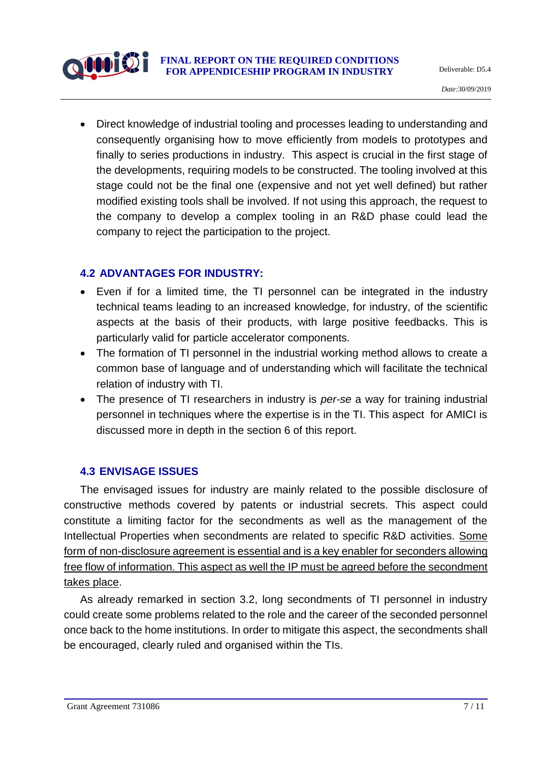- Direct knowledge of industrial tooling and processes leading to understanding and consequently organising how to move efficiently from models to prototypes and finally to series productions in industry.  This aspect is crucial in the first stage of the developments, requiring models to be constructed. The tooling involved at this stage could not be the final one (expensive and not yet well defined) but rather modified existing tools shall be involved. If not using this approach, the request to the company to develop a complex tooling in an R&D phase could lead the company to reject the participation to the project.

## 4.2 ADVANTAGES FOR INDUSTRY:

- Even if for a limited time, the TI personnel can be integrated in the industry technical teams leading to an increased knowledge, for industry, of the scientific aspects at the basis of their products, with large positive feedbacks. This is particularly valid for particle accelerator components.
- The formation of TI personnel in the industrial working method allows to create a common base of language and of understanding which will facilitate the technical relation of industry with TI.
- The presence of TI researchers in industry is *per-se* a way for training industrial personnel in techniques where the expertise is in the TI. This aspect  for AMICI is discussed more in depth in the section 6 of this report.

## 4.3 ENVISAGE ISSUES

The envisaged issues for industry are mainly related to the possible disclosure of constructive methods covered by patents or industrial secrets. This aspect could constitute a limiting factor for the secondments as well as the management of the Intellectual Properties when secondments are related to specific R&D activities. <u>Some form of non-disclosure agreement is essential and is a key enabler for seconders allowing free flow of information. This aspect as well the IP must be agreed before the secondment takes place</u>.

As already remarked in section 3.2, long secondments of TI personnel in industry could create some problems related to the role and the career of the seconded personnel once back to the home institutions. In order to mitigate this aspect, the secondments shall be encouraged, clearly ruled and organised within the TIs.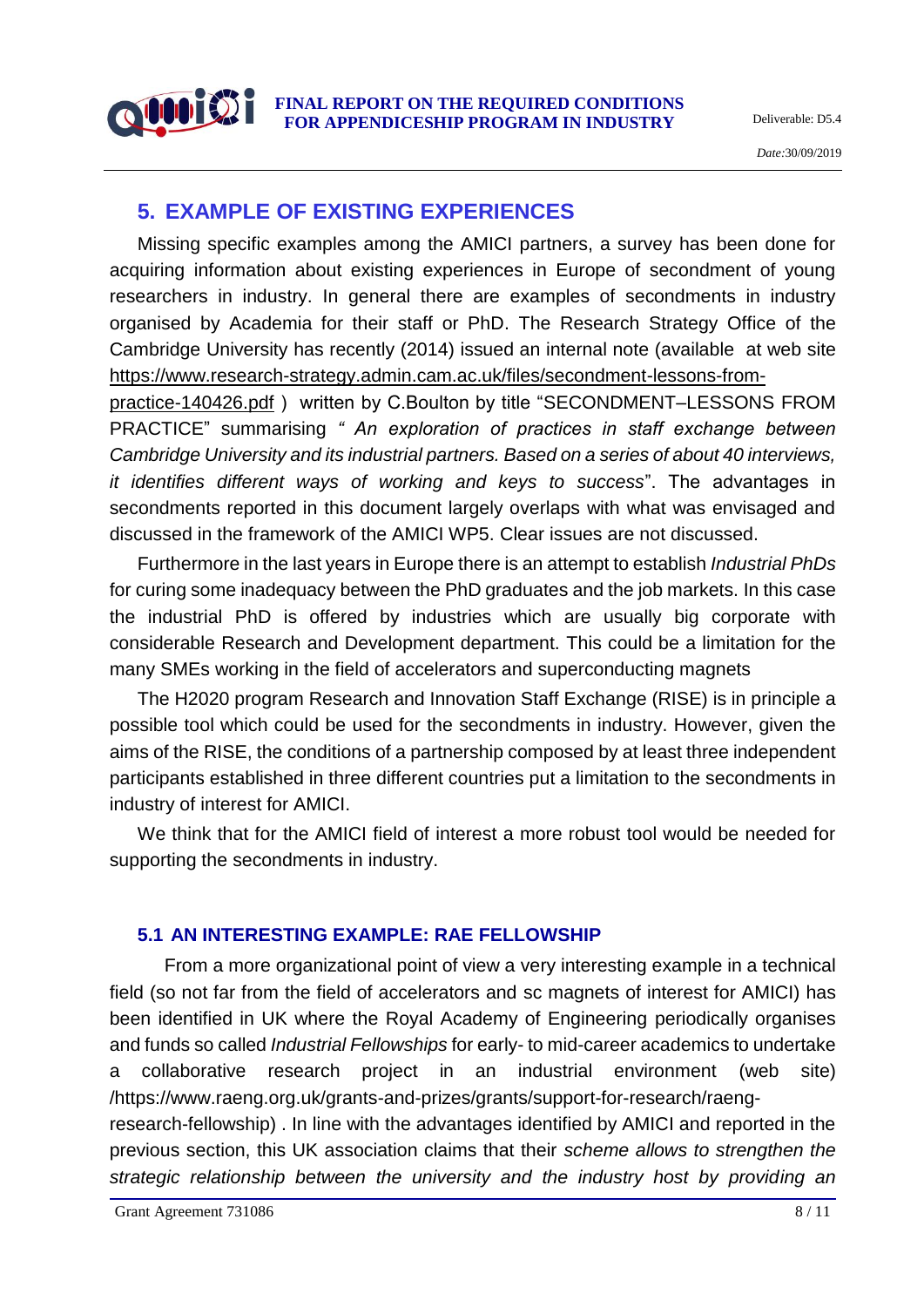## 5. EXAMPLE OF EXISTING EXPERIENCES

Missing specific examples among the AMICI partners, a survey has been done for acquiring information about existing experiences in Europe of secondment of young researchers in industry. In general there are examples of secondments in industry organised by Academia for their staff or PhD. The Research Strategy Office of the Cambridge University has recently (2014) issued an internal note (available at web site https://www.research-strategy.admin.cam.ac.uk/files/secondment-lessons-from-practice-140426.pdf ) written by C.Boulton by title "SECONDMENT–LESSONS FROM PRACTICE" summarising *" An exploration of practices in staff exchange between Cambridge University and its industrial partners. Based on a series of about 40 interviews, it identifies different ways of working and keys to success*". The advantages in secondments reported in this document largely overlaps with what was envisaged and discussed in the framework of the AMICI WP5. Clear issues are not discussed.

Furthermore in the last years in Europe there is an attempt to establish *Industrial PhDs* for curing some inadequacy between the PhD graduates and the job markets. In this case the industrial PhD is offered by industries which are usually big corporate with considerable Research and Development department. This could be a limitation for the many SMEs working in the field of accelerators and superconducting magnets

The H2020 program Research and Innovation Staff Exchange (RISE) is in principle a possible tool which could be used for the secondments in industry. However, given the aims of the RISE, the conditions of a partnership composed by at least three independent participants established in three different countries put a limitation to the secondments in industry of interest for AMICI.

We think that for the AMICI field of interest a more robust tool would be needed for supporting the secondments in industry.

### 5.1 AN INTERESTING EXAMPLE: RAE FELLOWSHIP

From a more organizational point of view a very interesting example in a technical field (so not far from the field of accelerators and sc magnets of interest for AMICI) has been identified in UK where the Royal Academy of Engineering periodically organises and funds so called *Industrial Fellowships* for early- to mid-career academics to undertake a collaborative research project in an industrial environment (web site) /https://www.raeng.org.uk/grants-and-prizes/grants/support-for-research/raeng-research-fellowship) . In line with the advantages identified by AMICI and reported in the previous section, this UK association claims that their *scheme allows to strengthen the strategic relationship between the university and the industry host by providing an*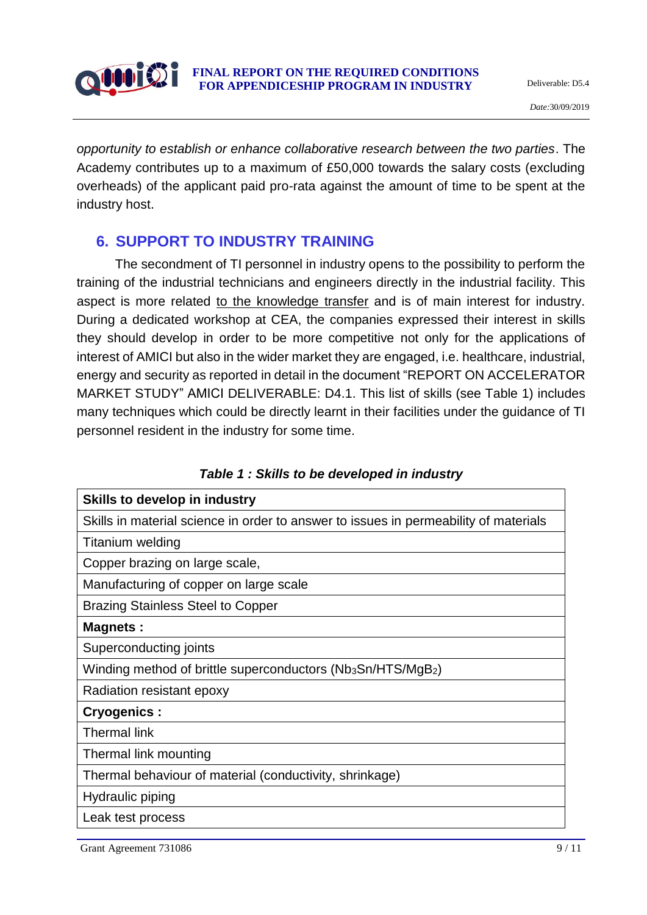*opportunity to establish or enhance collaborative research between the two parties*. The Academy contributes up to a maximum of £50,000 towards the salary costs (excluding overheads) of the applicant paid pro-rata against the amount of time to be spent at the industry host.

## 6. SUPPORT TO INDUSTRY TRAINING

The secondment of TI personnel in industry opens to the possibility to perform the training of the industrial technicians and engineers directly in the industrial facility. This aspect is more related to the knowledge transfer and is of main interest for industry. During a dedicated workshop at CEA, the companies expressed their interest in skills they should develop in order to be more competitive not only for the applications of interest of AMICI but also in the wider market they are engaged, i.e. healthcare, industrial, energy and security as reported in detail in the document "REPORT ON ACCELERATOR MARKET STUDY" AMICI DELIVERABLE: D4.1. This list of skills (see Table 1) includes many techniques which could be directly learnt in their facilities under the guidance of TI personnel resident in the industry for some time.

***Table 1 : Skills to be developed in industry***

| **Skills to develop in industry** |
|---|
| Skills in material science in order to answer to issues in permeability of materials |
| Titanium welding |
| Copper brazing on large scale, |
| Manufacturing of copper on large scale |
| Brazing Stainless Steel to Copper |
| **Magnets :** |
| Superconducting joints |
| Winding method of brittle superconductors ($Nb_3Sn$/HTS/$MgB_2$) |
| Radiation resistant epoxy |
| **Cryogenics :** |
| Thermal link |
| Thermal link mounting |
| Thermal behaviour of material (conductivity, shrinkage) |
| Hydraulic piping |
| Leak test process |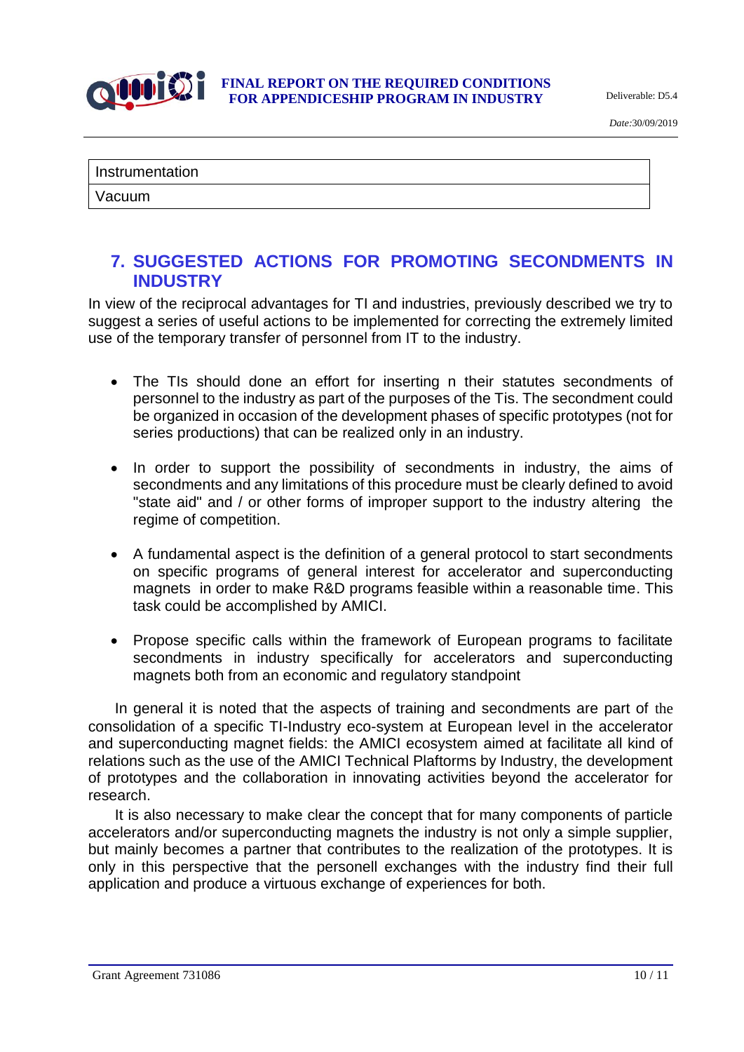| Instrumentation |
|---|
| Vacuum |

## 7. SUGGESTED ACTIONS FOR PROMOTING SECONDMENTS IN INDUSTRY

In view of the reciprocal advantages for TI and industries, previously described we try to suggest a series of useful actions to be implemented for correcting the extremely limited use of the temporary transfer of personnel from IT to the industry.

- The TIs should done an effort for inserting n their statutes secondments of personnel to the industry as part of the purposes of the Tis. The secondment could be organized in occasion of the development phases of specific prototypes (not for series productions) that can be realized only in an industry.
- In order to support the possibility of secondments in industry, the aims of secondments and any limitations of this procedure must be clearly defined to avoid "state aid" and / or other forms of improper support to the industry altering the regime of competition.
- A fundamental aspect is the definition of a general protocol to start secondments on specific programs of general interest for accelerator and superconducting magnets in order to make R&D programs feasible within a reasonable time. This task could be accomplished by AMICI.
- Propose specific calls within the framework of European programs to facilitate secondments in industry specifically for accelerators and superconducting magnets both from an economic and regulatory standpoint

In general it is noted that the aspects of training and secondments are part of the consolidation of a specific TI-Industry eco-system at European level in the accelerator and superconducting magnet fields: the AMICI ecosystem aimed at facilitate all kind of relations such as the use of the AMICI Technical Plaftorms by Industry, the development of prototypes and the collaboration in innovating activities beyond the accelerator for research.

It is also necessary to make clear the concept that for many components of particle accelerators and/or superconducting magnets the industry is not only a simple supplier, but mainly becomes a partner that contributes to the realization of the prototypes. It is only in this perspective that the personell exchanges with the industry find their full application and produce a virtuous exchange of experiences for both.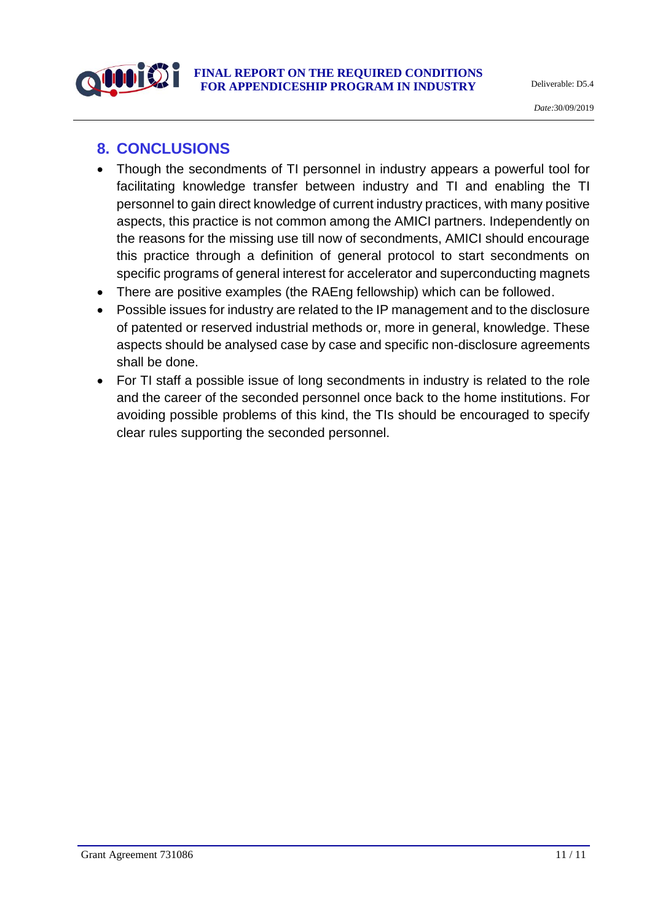## 8. CONCLUSIONS

- Though the secondments of TI personnel in industry appears a powerful tool for facilitating knowledge transfer between industry and TI and enabling the TI personnel to gain direct knowledge of current industry practices, with many positive aspects, this practice is not common among the AMICI partners. Independently on the reasons for the missing use till now of secondments, AMICI should encourage this practice through a definition of general protocol to start secondments on specific programs of general interest for accelerator and superconducting magnets
- There are positive examples (the RAEng fellowship) which can be followed.
- Possible issues for industry are related to the IP management and to the disclosure of patented or reserved industrial methods or, more in general, knowledge. These aspects should be analysed case by case and specific non-disclosure agreements shall be done.
- For TI staff a possible issue of long secondments in industry is related to the role and the career of the seconded personnel once back to the home institutions. For avoiding possible problems of this kind, the TIs should be encouraged to specify clear rules supporting the seconded personnel.